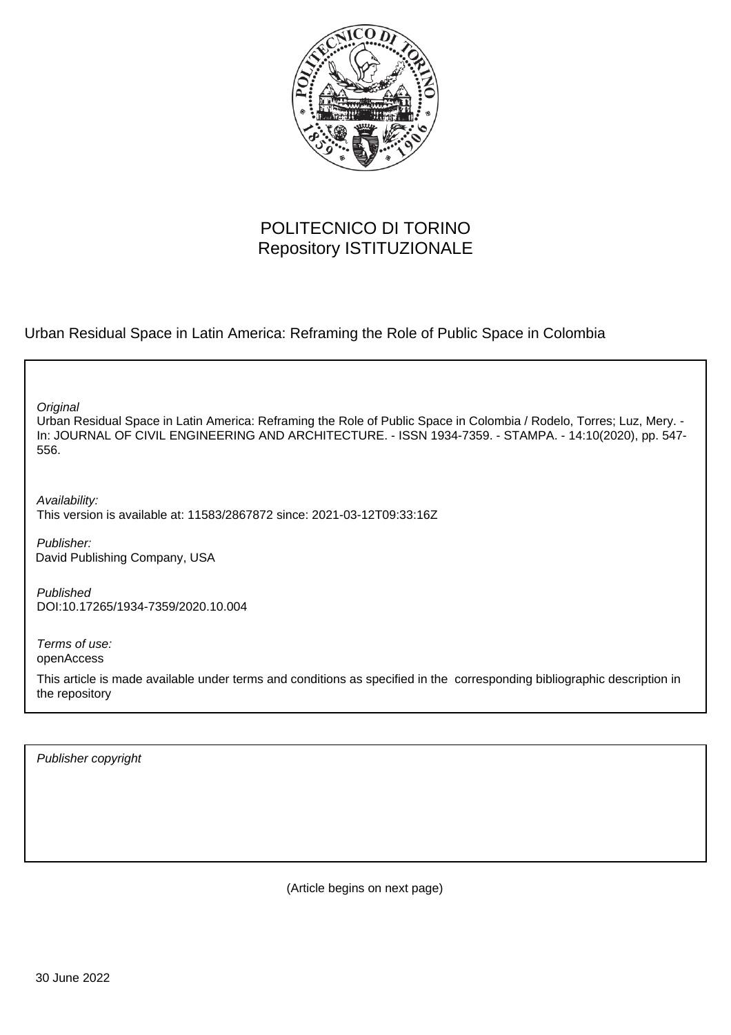POLITECNICO DI TORINO
Repository ISTITUZIONALE

Urban Residual Space in Latin America: Reframing the Role of Public Space in Colombia

*Original*

Urban Residual Space in Latin America: Reframing the Role of Public Space in Colombia / Rodelo, Torres; Luz, Mery. - In: JOURNAL OF CIVIL ENGINEERING AND ARCHITECTURE. - ISSN 1934-7359. - STAMPA. - 14:10(2020), pp. 547-556.

*Availability:*

This version is available at: 11583/2867872 since: 2021-03-12T09:33:16Z

*Publisher:*

David Publishing Company, USA

*Published*

DOI:10.17265/1934-7359/2020.10.004

*Terms of use:*

openAccess

This article is made available under terms and conditions as specified in the corresponding bibliographic description in the repository

*Publisher copyright*

(Article begins on next page)

30 June 2022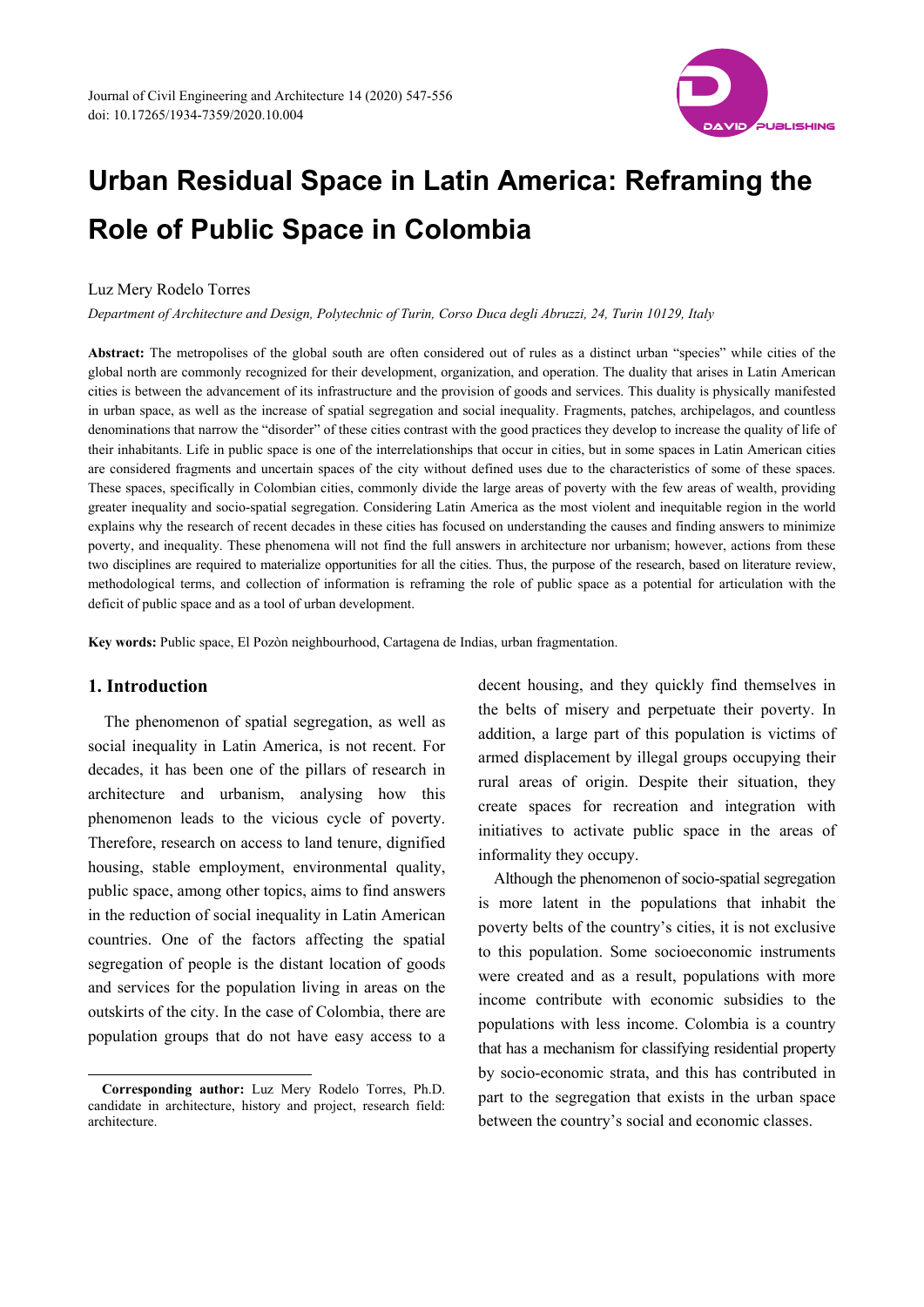# Urban Residual Space in Latin America: Reframing the Role of Public Space in Colombia

Luz Mery Rodelo Torres

*Department of Architecture and Design, Polytechnic of Turin, Corso Duca degli Abruzzi, 24, Turin 10129, Italy*

**Abstract:** The metropolises of the global south are often considered out of rules as a distinct urban "species" while cities of the global north are commonly recognized for their development, organization, and operation. The duality that arises in Latin American cities is between the advancement of its infrastructure and the provision of goods and services. This duality is physically manifested in urban space, as well as the increase of spatial segregation and social inequality. Fragments, patches, archipelagos, and countless denominations that narrow the "disorder" of these cities contrast with the good practices they develop to increase the quality of life of their inhabitants. Life in public space is one of the interrelationships that occur in cities, but in some spaces in Latin American cities are considered fragments and uncertain spaces of the city without defined uses due to the characteristics of some of these spaces. These spaces, specifically in Colombian cities, commonly divide the large areas of poverty with the few areas of wealth, providing greater inequality and socio-spatial segregation. Considering Latin America as the most violent and inequitable region in the world explains why the research of recent decades in these cities has focused on understanding the causes and finding answers to minimize poverty, and inequality. These phenomena will not find the full answers in architecture nor urbanism; however, actions from these two disciplines are required to materialize opportunities for all the cities. Thus, the purpose of the research, based on literature review, methodological terms, and collection of information is reframing the role of public space as a potential for articulation with the deficit of public space and as a tool of urban development.

**Key words:** Public space, El Pozòn neighbourhood, Cartagena de Indias, urban fragmentation.

## 1. Introduction

The phenomenon of spatial segregation, as well as social inequality in Latin America, is not recent. For decades, it has been one of the pillars of research in architecture and urbanism, analysing how this phenomenon leads to the vicious cycle of poverty. Therefore, research on access to land tenure, dignified housing, stable employment, environmental quality, public space, among other topics, aims to find answers in the reduction of social inequality in Latin American countries. One of the factors affecting the spatial segregation of people is the distant location of goods and services for the population living in areas on the outskirts of the city. In the case of Colombia, there are population groups that do not have easy access to a decent housing, and they quickly find themselves in the belts of misery and perpetuate their poverty. In addition, a large part of this population is victims of armed displacement by illegal groups occupying their rural areas of origin. Despite their situation, they create spaces for recreation and integration with initiatives to activate public space in the areas of informality they occupy.

Although the phenomenon of socio-spatial segregation is more latent in the populations that inhabit the poverty belts of the country's cities, it is not exclusive to this population. Some socioeconomic instruments were created and as a result, populations with more income contribute with economic subsidies to the populations with less income. Colombia is a country that has a mechanism for classifying residential property by socio-economic strata, and this has contributed in part to the segregation that exists in the urban space between the country's social and economic classes.

---

**Corresponding author:** Luz Mery Rodelo Torres, Ph.D. candidate in architecture, history and project, research field: architecture.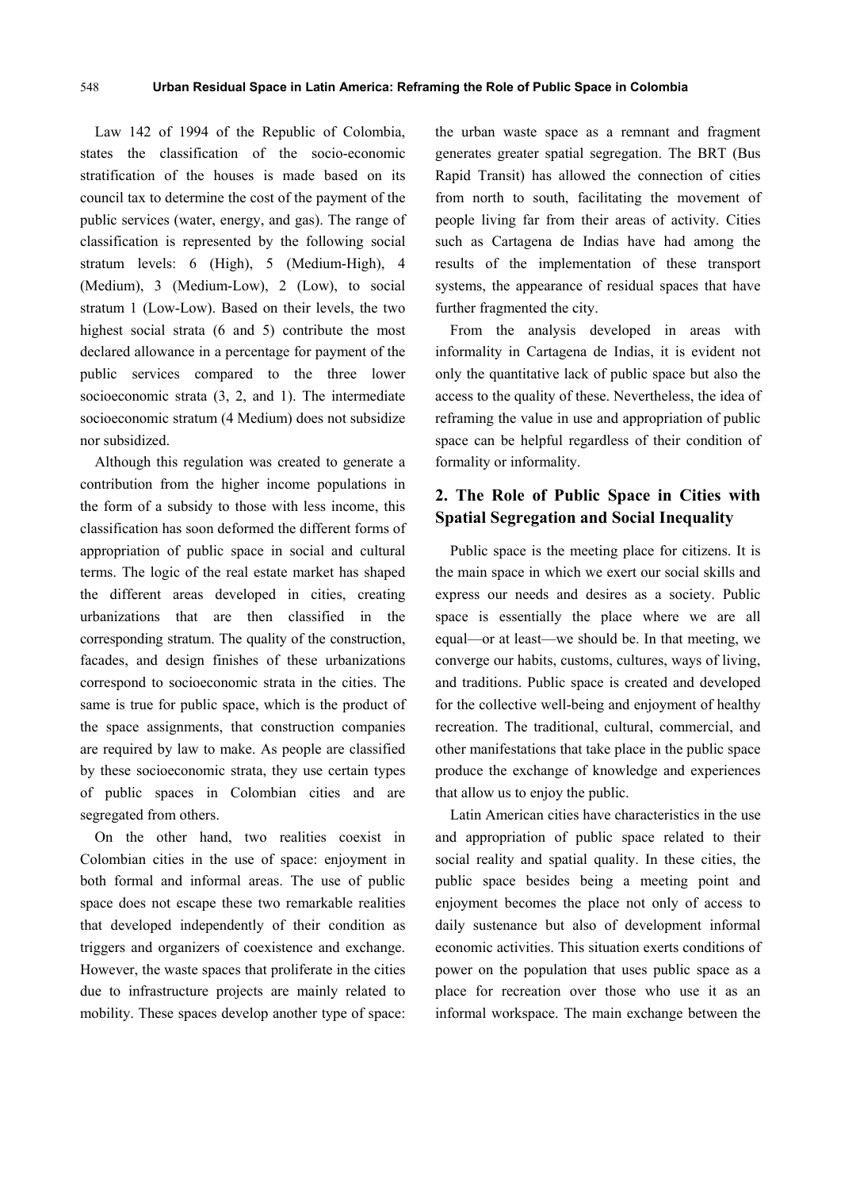Law 142 of 1994 of the Republic of Colombia, states the classification of the socio-economic stratification of the houses is made based on its council tax to determine the cost of the payment of the public services (water, energy, and gas). The range of classification is represented by the following social stratum levels: 6 (High), 5 (Medium-High), 4 (Medium), 3 (Medium-Low), 2 (Low), to social stratum 1 (Low-Low). Based on their levels, the two highest social strata (6 and 5) contribute the most declared allowance in a percentage for payment of the public services compared to the three lower socioeconomic strata (3, 2, and 1). The intermediate socioeconomic stratum (4 Medium) does not subsidize nor subsidized.

Although this regulation was created to generate a contribution from the higher income populations in the form of a subsidy to those with less income, this classification has soon deformed the different forms of appropriation of public space in social and cultural terms. The logic of the real estate market has shaped the different areas developed in cities, creating urbanizations that are then classified in the corresponding stratum. The quality of the construction, facades, and design finishes of these urbanizations correspond to socioeconomic strata in the cities. The same is true for public space, which is the product of the space assignments, that construction companies are required by law to make. As people are classified by these socioeconomic strata, they use certain types of public spaces in Colombian cities and are segregated from others.

On the other hand, two realities coexist in Colombian cities in the use of space: enjoyment in both formal and informal areas. The use of public space does not escape these two remarkable realities that developed independently of their condition as triggers and organizers of coexistence and exchange. However, the waste spaces that proliferate in the cities due to infrastructure projects are mainly related to mobility. These spaces develop another type of space: the urban waste space as a remnant and fragment generates greater spatial segregation. The BRT (Bus Rapid Transit) has allowed the connection of cities from north to south, facilitating the movement of people living far from their areas of activity. Cities such as Cartagena de Indias have had among the results of the implementation of these transport systems, the appearance of residual spaces that have further fragmented the city.

From the analysis developed in areas with informality in Cartagena de Indias, it is evident not only the quantitative lack of public space but also the access to the quality of these. Nevertheless, the idea of reframing the value in use and appropriation of public space can be helpful regardless of their condition of formality or informality.

## 2. The Role of Public Space in Cities with Spatial Segregation and Social Inequality

Public space is the meeting place for citizens. It is the main space in which we exert our social skills and express our needs and desires as a society. Public space is essentially the place where we are all equal—or at least—we should be. In that meeting, we converge our habits, customs, cultures, ways of living, and traditions. Public space is created and developed for the collective well-being and enjoyment of healthy recreation. The traditional, cultural, commercial, and other manifestations that take place in the public space produce the exchange of knowledge and experiences that allow us to enjoy the public.

Latin American cities have characteristics in the use and appropriation of public space related to their social reality and spatial quality. In these cities, the public space besides being a meeting point and enjoyment becomes the place not only of access to daily sustenance but also of development informal economic activities. This situation exerts conditions of power on the population that uses public space as a place for recreation over those who use it as an informal workspace. The main exchange between the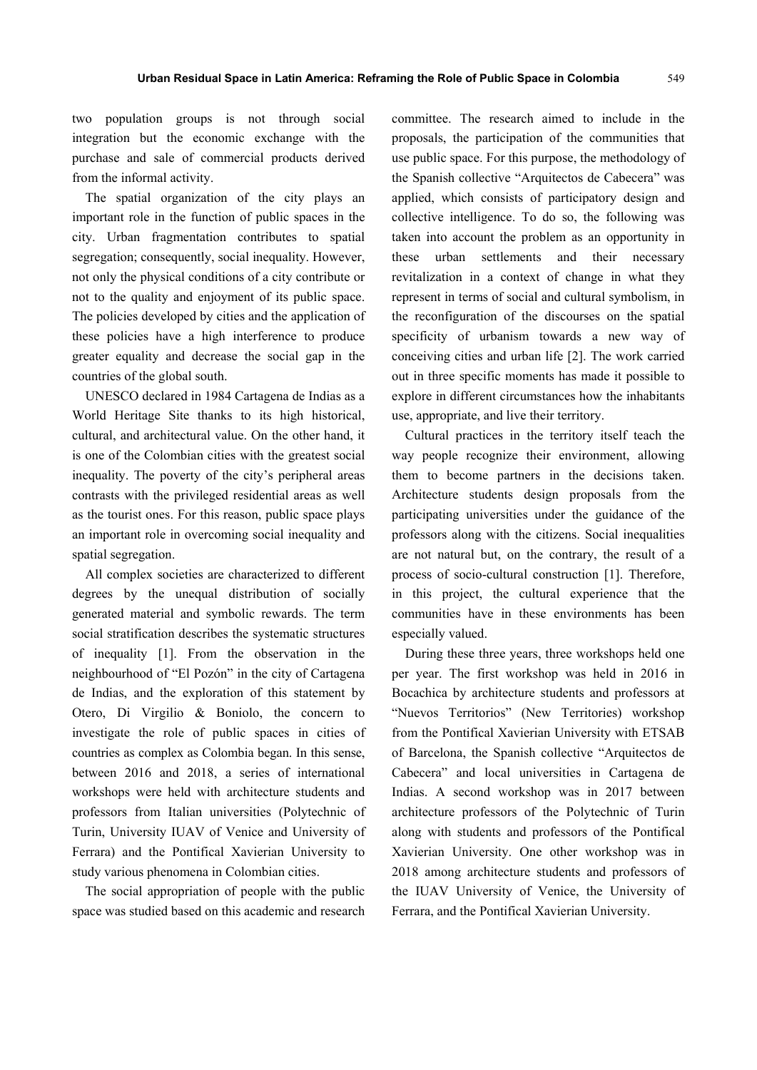two population groups is not through social integration but the economic exchange with the purchase and sale of commercial products derived from the informal activity.

The spatial organization of the city plays an important role in the function of public spaces in the city. Urban fragmentation contributes to spatial segregation; consequently, social inequality. However, not only the physical conditions of a city contribute or not to the quality and enjoyment of its public space. The policies developed by cities and the application of these policies have a high interference to produce greater equality and decrease the social gap in the countries of the global south.

UNESCO declared in 1984 Cartagena de Indias as a World Heritage Site thanks to its high historical, cultural, and architectural value. On the other hand, it is one of the Colombian cities with the greatest social inequality. The poverty of the city's peripheral areas contrasts with the privileged residential areas as well as the tourist ones. For this reason, public space plays an important role in overcoming social inequality and spatial segregation.

All complex societies are characterized to different degrees by the unequal distribution of socially generated material and symbolic rewards. The term social stratification describes the systematic structures of inequality [1]. From the observation in the neighbourhood of "El Pozón" in the city of Cartagena de Indias, and the exploration of this statement by Otero, Di Virgilio & Boniolo, the concern to investigate the role of public spaces in cities of countries as complex as Colombia began. In this sense, between 2016 and 2018, a series of international workshops were held with architecture students and professors from Italian universities (Polytechnic of Turin, University IUAV of Venice and University of Ferrara) and the Pontifical Xavierian University to study various phenomena in Colombian cities.

The social appropriation of people with the public space was studied based on this academic and research committee. The research aimed to include in the proposals, the participation of the communities that use public space. For this purpose, the methodology of the Spanish collective "Arquitectos de Cabecera" was applied, which consists of participatory design and collective intelligence. To do so, the following was taken into account the problem as an opportunity in these urban settlements and their necessary revitalization in a context of change in what they represent in terms of social and cultural symbolism, in the reconfiguration of the discourses on the spatial specificity of urbanism towards a new way of conceiving cities and urban life [2]. The work carried out in three specific moments has made it possible to explore in different circumstances how the inhabitants use, appropriate, and live their territory.

Cultural practices in the territory itself teach the way people recognize their environment, allowing them to become partners in the decisions taken. Architecture students design proposals from the participating universities under the guidance of the professors along with the citizens. Social inequalities are not natural but, on the contrary, the result of a process of socio-cultural construction [1]. Therefore, in this project, the cultural experience that the communities have in these environments has been especially valued.

During these three years, three workshops held one per year. The first workshop was held in 2016 in Bocachica by architecture students and professors at "Nuevos Territorios" (New Territories) workshop from the Pontifical Xavierian University with ETSAB of Barcelona, the Spanish collective "Arquitectos de Cabecera" and local universities in Cartagena de Indias. A second workshop was in 2017 between architecture professors of the Polytechnic of Turin along with students and professors of the Pontifical Xavierian University. One other workshop was in 2018 among architecture students and professors of the IUAV University of Venice, the University of Ferrara, and the Pontifical Xavierian University.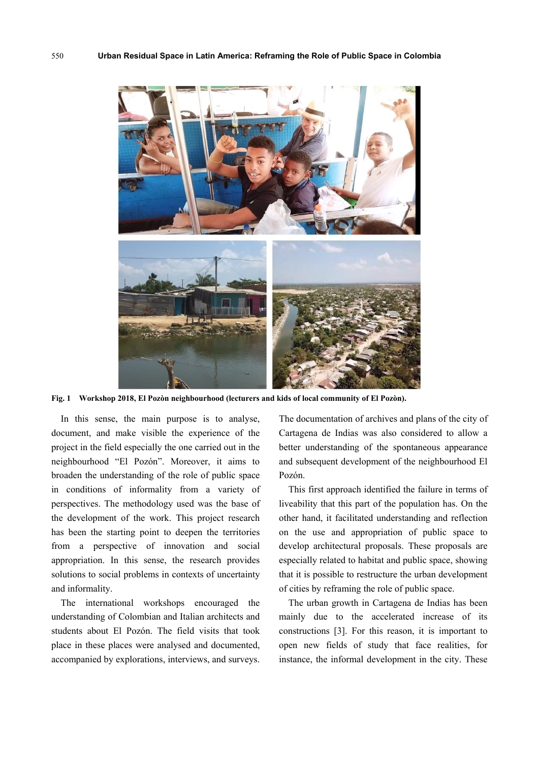**Fig. 1 Workshop 2018, El Pozòn neighbourhood (lecturers and kids of local community of El Pozòn).**

In this sense, the main purpose is to analyse, document, and make visible the experience of the project in the field especially the one carried out in the neighbourhood "El Pozón". Moreover, it aims to broaden the understanding of the role of public space in conditions of informality from a variety of perspectives. The methodology used was the base of the development of the work. This project research has been the starting point to deepen the territories from a perspective of innovation and social appropriation. In this sense, the research provides solutions to social problems in contexts of uncertainty and informality.

The international workshops encouraged the understanding of Colombian and Italian architects and students about El Pozón. The field visits that took place in these places were analysed and documented, accompanied by explorations, interviews, and surveys. The documentation of archives and plans of the city of Cartagena de Indias was also considered to allow a better understanding of the spontaneous appearance and subsequent development of the neighbourhood El Pozón.

This first approach identified the failure in terms of liveability that this part of the population has. On the other hand, it facilitated understanding and reflection on the use and appropriation of public space to develop architectural proposals. These proposals are especially related to habitat and public space, showing that it is possible to restructure the urban development of cities by reframing the role of public space.

The urban growth in Cartagena de Indias has been mainly due to the accelerated increase of its constructions [3]. For this reason, it is important to open new fields of study that face realities, for instance, the informal development in the city. These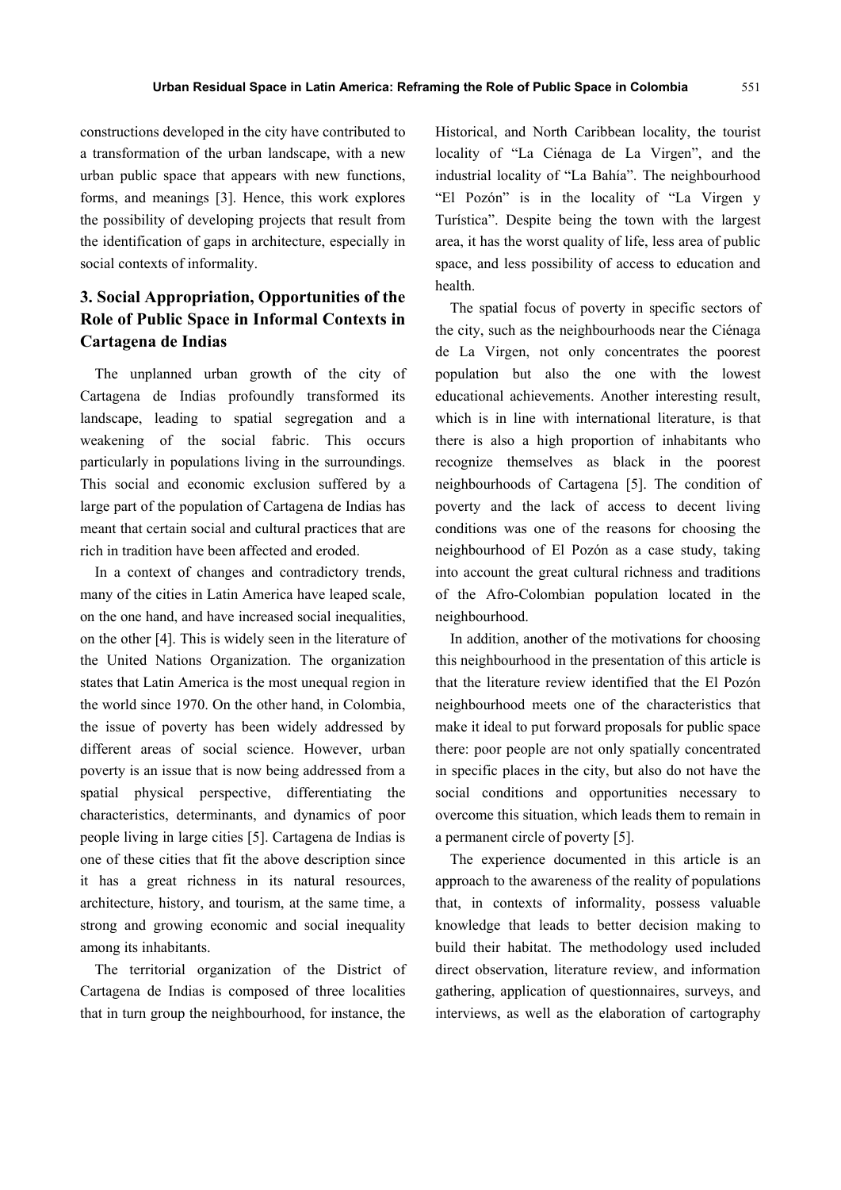constructions developed in the city have contributed to a transformation of the urban landscape, with a new urban public space that appears with new functions, forms, and meanings [3]. Hence, this work explores the possibility of developing projects that result from the identification of gaps in architecture, especially in social contexts of informality.

## 3. Social Appropriation, Opportunities of the Role of Public Space in Informal Contexts in Cartagena de Indias

The unplanned urban growth of the city of Cartagena de Indias profoundly transformed its landscape, leading to spatial segregation and a weakening of the social fabric. This occurs particularly in populations living in the surroundings. This social and economic exclusion suffered by a large part of the population of Cartagena de Indias has meant that certain social and cultural practices that are rich in tradition have been affected and eroded.

In a context of changes and contradictory trends, many of the cities in Latin America have leaped scale, on the one hand, and have increased social inequalities, on the other [4]. This is widely seen in the literature of the United Nations Organization. The organization states that Latin America is the most unequal region in the world since 1970. On the other hand, in Colombia, the issue of poverty has been widely addressed by different areas of social science. However, urban poverty is an issue that is now being addressed from a spatial physical perspective, differentiating the characteristics, determinants, and dynamics of poor people living in large cities [5]. Cartagena de Indias is one of these cities that fit the above description since it has a great richness in its natural resources, architecture, history, and tourism, at the same time, a strong and growing economic and social inequality among its inhabitants.

The territorial organization of the District of Cartagena de Indias is composed of three localities that in turn group the neighbourhood, for instance, the Historical, and North Caribbean locality, the tourist locality of "La Ciénaga de La Virgen", and the industrial locality of "La Bahía". The neighbourhood "El Pozón" is in the locality of "La Virgen y Turística". Despite being the town with the largest area, it has the worst quality of life, less area of public space, and less possibility of access to education and health.

The spatial focus of poverty in specific sectors of the city, such as the neighbourhoods near the Ciénaga de La Virgen, not only concentrates the poorest population but also the one with the lowest educational achievements. Another interesting result, which is in line with international literature, is that there is also a high proportion of inhabitants who recognize themselves as black in the poorest neighbourhoods of Cartagena [5]. The condition of poverty and the lack of access to decent living conditions was one of the reasons for choosing the neighbourhood of El Pozón as a case study, taking into account the great cultural richness and traditions of the Afro-Colombian population located in the neighbourhood.

In addition, another of the motivations for choosing this neighbourhood in the presentation of this article is that the literature review identified that the El Pozón neighbourhood meets one of the characteristics that make it ideal to put forward proposals for public space there: poor people are not only spatially concentrated in specific places in the city, but also do not have the social conditions and opportunities necessary to overcome this situation, which leads them to remain in a permanent circle of poverty [5].

The experience documented in this article is an approach to the awareness of the reality of populations that, in contexts of informality, possess valuable knowledge that leads to better decision making to build their habitat. The methodology used included direct observation, literature review, and information gathering, application of questionnaires, surveys, and interviews, as well as the elaboration of cartography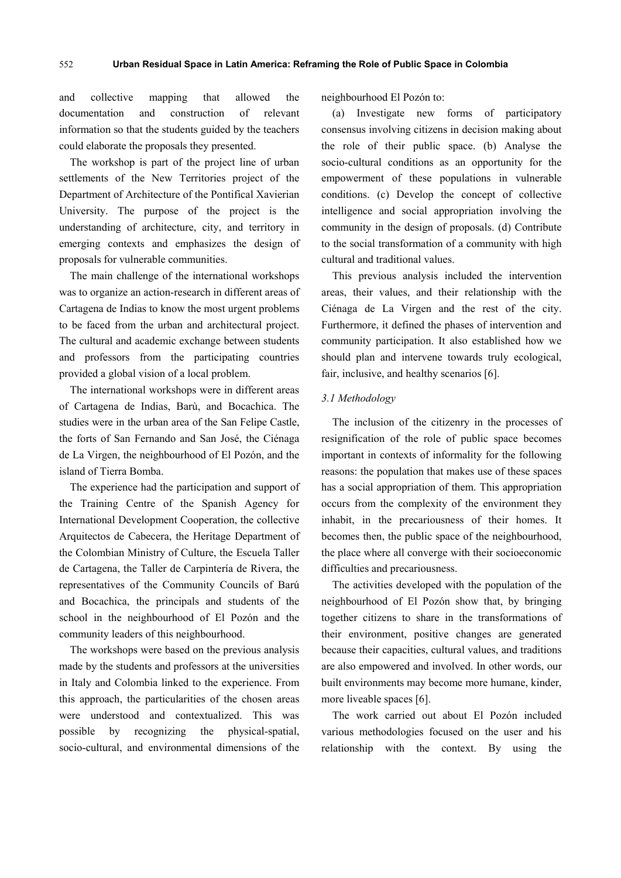and collective mapping that allowed the documentation and construction of relevant information so that the students guided by the teachers could elaborate the proposals they presented.

The workshop is part of the project line of urban settlements of the New Territories project of the Department of Architecture of the Pontifical Xavierian University. The purpose of the project is the understanding of architecture, city, and territory in emerging contexts and emphasizes the design of proposals for vulnerable communities.

The main challenge of the international workshops was to organize an action-research in different areas of Cartagena de Indias to know the most urgent problems to be faced from the urban and architectural project. The cultural and academic exchange between students and professors from the participating countries provided a global vision of a local problem.

The international workshops were in different areas of Cartagena de Indias, Barù, and Bocachica. The studies were in the urban area of the San Felipe Castle, the forts of San Fernando and San José, the Ciénaga de La Virgen, the neighbourhood of El Pozón, and the island of Tierra Bomba.

The experience had the participation and support of the Training Centre of the Spanish Agency for International Development Cooperation, the collective Arquitectos de Cabecera, the Heritage Department of the Colombian Ministry of Culture, the Escuela Taller de Cartagena, the Taller de Carpintería de Rivera, the representatives of the Community Councils of Barú and Bocachica, the principals and students of the school in the neighbourhood of El Pozón and the community leaders of this neighbourhood.

The workshops were based on the previous analysis made by the students and professors at the universities in Italy and Colombia linked to the experience. From this approach, the particularities of the chosen areas were understood and contextualized. This was possible by recognizing the physical-spatial, socio-cultural, and environmental dimensions of the neighbourhood El Pozón to:

(a) Investigate new forms of participatory consensus involving citizens in decision making about the role of their public space. (b) Analyse the socio-cultural conditions as an opportunity for the empowerment of these populations in vulnerable conditions. (c) Develop the concept of collective intelligence and social appropriation involving the community in the design of proposals. (d) Contribute to the social transformation of a community with high cultural and traditional values.

This previous analysis included the intervention areas, their values, and their relationship with the Ciénaga de La Virgen and the rest of the city. Furthermore, it defined the phases of intervention and community participation. It also established how we should plan and intervene towards truly ecological, fair, inclusive, and healthy scenarios [6].

### *3.1 Methodology*

The inclusion of the citizenry in the processes of resignification of the role of public space becomes important in contexts of informality for the following reasons: the population that makes use of these spaces has a social appropriation of them. This appropriation occurs from the complexity of the environment they inhabit, in the precariousness of their homes. It becomes then, the public space of the neighbourhood, the place where all converge with their socioeconomic difficulties and precariousness.

The activities developed with the population of the neighbourhood of El Pozón show that, by bringing together citizens to share in the transformations of their environment, positive changes are generated because their capacities, cultural values, and traditions are also empowered and involved. In other words, our built environments may become more humane, kinder, more liveable spaces [6].

The work carried out about El Pozón included various methodologies focused on the user and his relationship with the context. By using the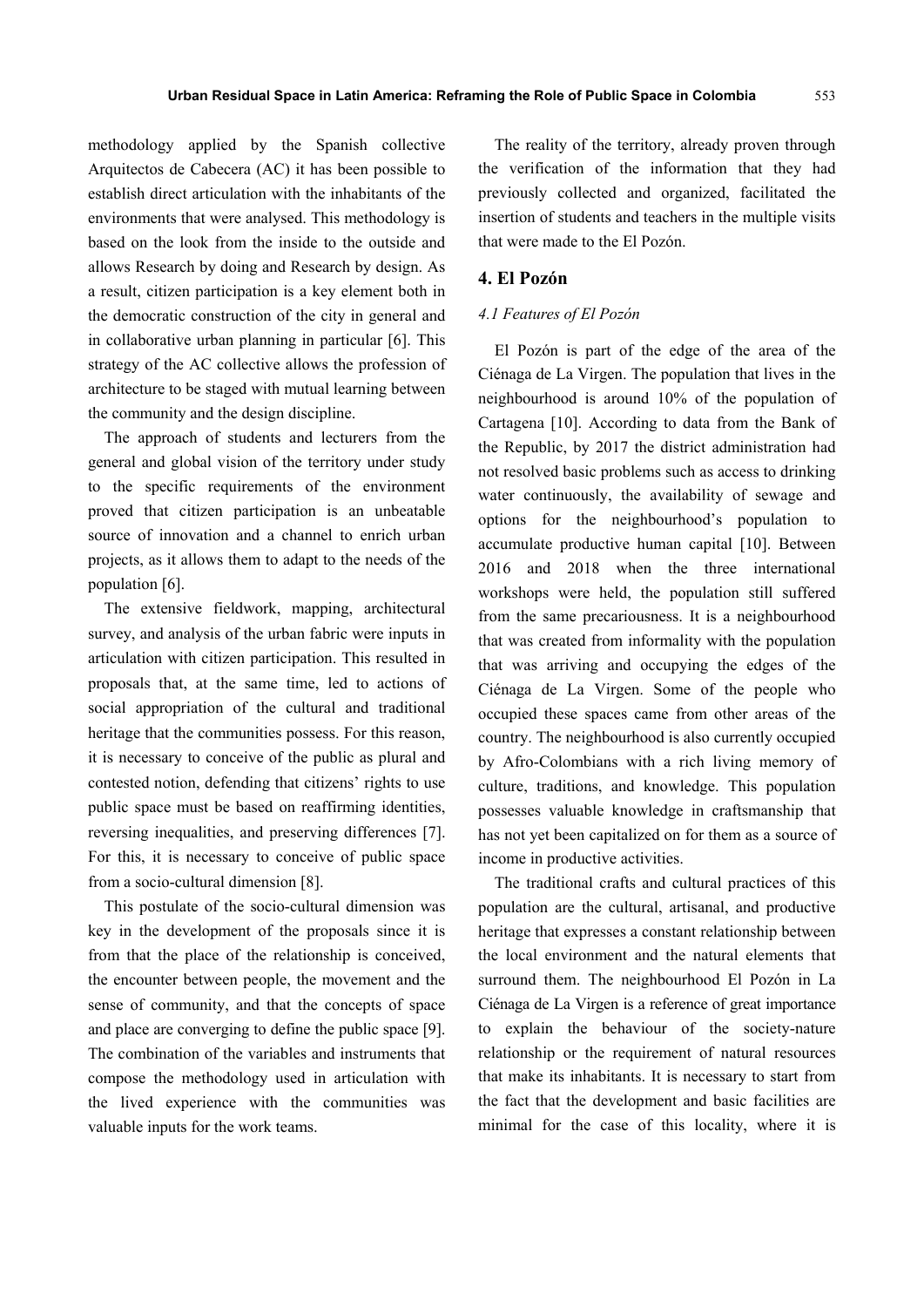methodology applied by the Spanish collective Arquitectos de Cabecera (AC) it has been possible to establish direct articulation with the inhabitants of the environments that were analysed. This methodology is based on the look from the inside to the outside and allows Research by doing and Research by design. As a result, citizen participation is a key element both in the democratic construction of the city in general and in collaborative urban planning in particular [6]. This strategy of the AC collective allows the profession of architecture to be staged with mutual learning between the community and the design discipline.

The approach of students and lecturers from the general and global vision of the territory under study to the specific requirements of the environment proved that citizen participation is an unbeatable source of innovation and a channel to enrich urban projects, as it allows them to adapt to the needs of the population [6].

The extensive fieldwork, mapping, architectural survey, and analysis of the urban fabric were inputs in articulation with citizen participation. This resulted in proposals that, at the same time, led to actions of social appropriation of the cultural and traditional heritage that the communities possess. For this reason, it is necessary to conceive of the public as plural and contested notion, defending that citizens' rights to use public space must be based on reaffirming identities, reversing inequalities, and preserving differences [7]. For this, it is necessary to conceive of public space from a socio-cultural dimension [8].

This postulate of the socio-cultural dimension was key in the development of the proposals since it is from that the place of the relationship is conceived, the encounter between people, the movement and the sense of community, and that the concepts of space and place are converging to define the public space [9]. The combination of the variables and instruments that compose the methodology used in articulation with the lived experience with the communities was valuable inputs for the work teams.

The reality of the territory, already proven through the verification of the information that they had previously collected and organized, facilitated the insertion of students and teachers in the multiple visits that were made to the El Pozón.

## 4. El Pozón

### *4.1 Features of El Pozón*

El Pozón is part of the edge of the area of the Ciénaga de La Virgen. The population that lives in the neighbourhood is around 10% of the population of Cartagena [10]. According to data from the Bank of the Republic, by 2017 the district administration had not resolved basic problems such as access to drinking water continuously, the availability of sewage and options for the neighbourhood's population to accumulate productive human capital [10]. Between 2016 and 2018 when the three international workshops were held, the population still suffered from the same precariousness. It is a neighbourhood that was created from informality with the population that was arriving and occupying the edges of the Ciénaga de La Virgen. Some of the people who occupied these spaces came from other areas of the country. The neighbourhood is also currently occupied by Afro-Colombians with a rich living memory of culture, traditions, and knowledge. This population possesses valuable knowledge in craftsmanship that has not yet been capitalized on for them as a source of income in productive activities.

The traditional crafts and cultural practices of this population are the cultural, artisanal, and productive heritage that expresses a constant relationship between the local environment and the natural elements that surround them. The neighbourhood El Pozón in La Ciénaga de La Virgen is a reference of great importance to explain the behaviour of the society-nature relationship or the requirement of natural resources that make its inhabitants. It is necessary to start from the fact that the development and basic facilities are minimal for the case of this locality, where it is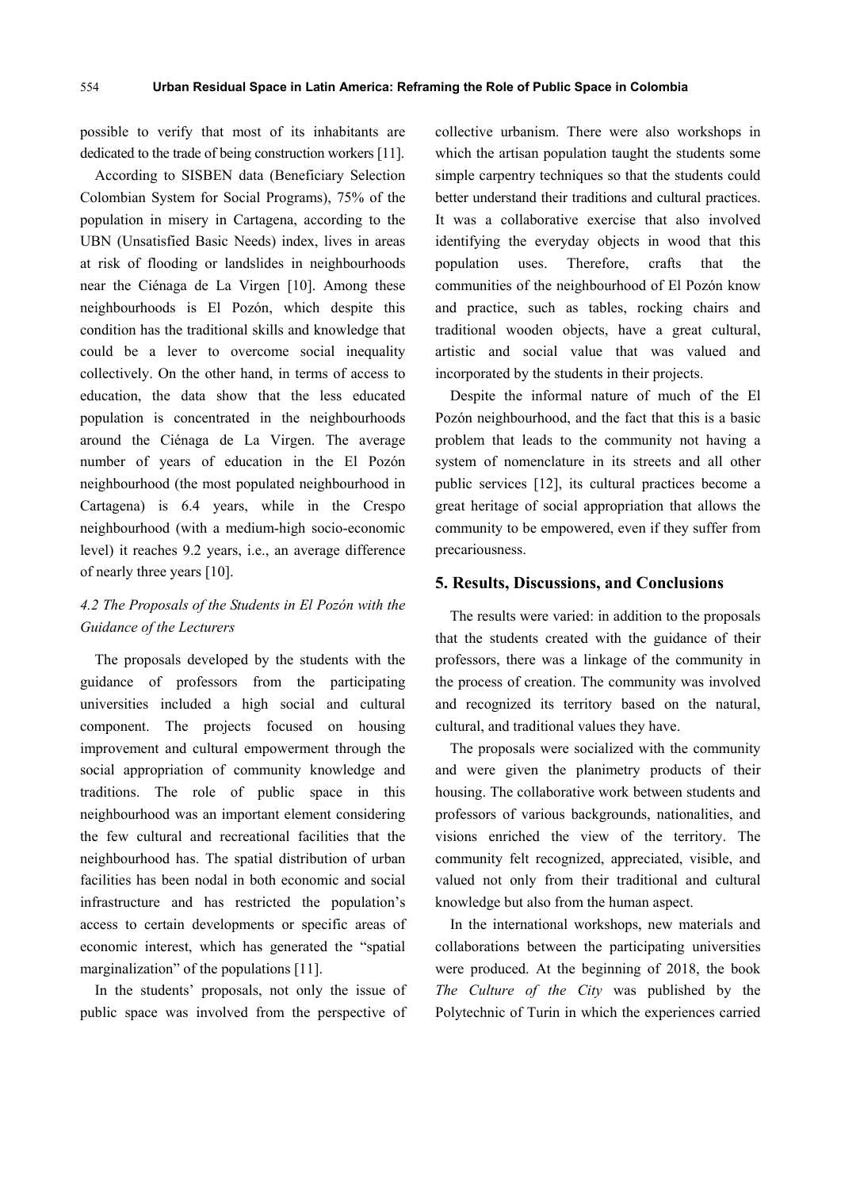possible to verify that most of its inhabitants are dedicated to the trade of being construction workers [11].

According to SISBEN data (Beneficiary Selection Colombian System for Social Programs), 75% of the population in misery in Cartagena, according to the UBN (Unsatisfied Basic Needs) index, lives in areas at risk of flooding or landslides in neighbourhoods near the Ciénaga de La Virgen [10]. Among these neighbourhoods is El Pozón, which despite this condition has the traditional skills and knowledge that could be a lever to overcome social inequality collectively. On the other hand, in terms of access to education, the data show that the less educated population is concentrated in the neighbourhoods around the Ciénaga de La Virgen. The average number of years of education in the El Pozón neighbourhood (the most populated neighbourhood in Cartagena) is 6.4 years, while in the Crespo neighbourhood (with a medium-high socio-economic level) it reaches 9.2 years, i.e., an average difference of nearly three years [10].

### *4.2 The Proposals of the Students in El Pozón with the Guidance of the Lecturers*

The proposals developed by the students with the guidance of professors from the participating universities included a high social and cultural component. The projects focused on housing improvement and cultural empowerment through the social appropriation of community knowledge and traditions. The role of public space in this neighbourhood was an important element considering the few cultural and recreational facilities that the neighbourhood has. The spatial distribution of urban facilities has been nodal in both economic and social infrastructure and has restricted the population's access to certain developments or specific areas of economic interest, which has generated the "spatial marginalization" of the populations [11].

In the students' proposals, not only the issue of public space was involved from the perspective of collective urbanism. There were also workshops in which the artisan population taught the students some simple carpentry techniques so that the students could better understand their traditions and cultural practices. It was a collaborative exercise that also involved identifying the everyday objects in wood that this population uses. Therefore, crafts that the communities of the neighbourhood of El Pozón know and practice, such as tables, rocking chairs and traditional wooden objects, have a great cultural, artistic and social value that was valued and incorporated by the students in their projects.

Despite the informal nature of much of the El Pozón neighbourhood, and the fact that this is a basic problem that leads to the community not having a system of nomenclature in its streets and all other public services [12], its cultural practices become a great heritage of social appropriation that allows the community to be empowered, even if they suffer from precariousness.

## 5. Results, Discussions, and Conclusions

The results were varied: in addition to the proposals that the students created with the guidance of their professors, there was a linkage of the community in the process of creation. The community was involved and recognized its territory based on the natural, cultural, and traditional values they have.

The proposals were socialized with the community and were given the planimetry products of their housing. The collaborative work between students and professors of various backgrounds, nationalities, and visions enriched the view of the territory. The community felt recognized, appreciated, visible, and valued not only from their traditional and cultural knowledge but also from the human aspect.

In the international workshops, new materials and collaborations between the participating universities were produced. At the beginning of 2018, the book *The Culture of the City* was published by the Polytechnic of Turin in which the experiences carried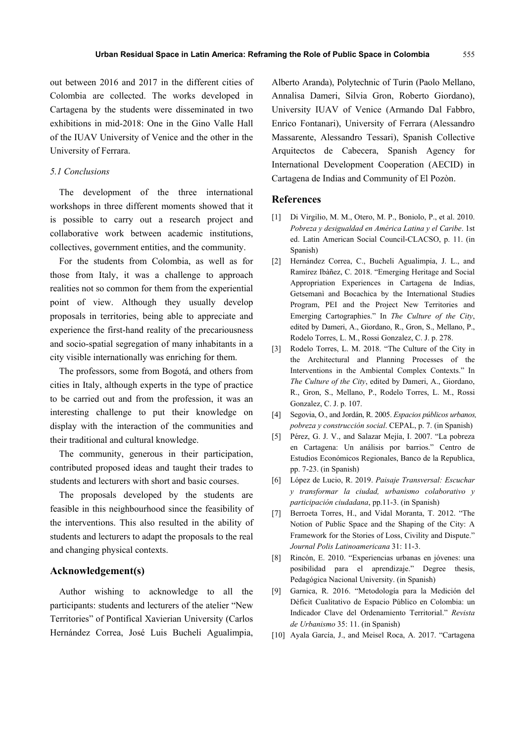out between 2016 and 2017 in the different cities of Colombia are collected. The works developed in Cartagena by the students were disseminated in two exhibitions in mid-2018: One in the Gino Valle Hall of the IUAV University of Venice and the other in the University of Ferrara.

### *5.1 Conclusions*

The development of the three international workshops in three different moments showed that it is possible to carry out a research project and collaborative work between academic institutions, collectives, government entities, and the community.

For the students from Colombia, as well as for those from Italy, it was a challenge to approach realities not so common for them from the experiential point of view. Although they usually develop proposals in territories, being able to appreciate and experience the first-hand reality of the precariousness and socio-spatial segregation of many inhabitants in a city visible internationally was enriching for them.

The professors, some from Bogotá, and others from cities in Italy, although experts in the type of practice to be carried out and from the profession, it was an interesting challenge to put their knowledge on display with the interaction of the communities and their traditional and cultural knowledge.

The community, generous in their participation, contributed proposed ideas and taught their trades to students and lecturers with short and basic courses.

The proposals developed by the students are feasible in this neighbourhood since the feasibility of the interventions. This also resulted in the ability of students and lecturers to adapt the proposals to the real and changing physical contexts.

## Acknowledgement(s)

Author wishing to acknowledge to all the participants: students and lecturers of the atelier "New Territories" of Pontifical Xavierian University (Carlos Hernández Correa, José Luis Bucheli Agualimpia, Alberto Aranda), Polytechnic of Turin (Paolo Mellano, Annalisa Dameri, Silvia Gron, Roberto Giordano), University IUAV of Venice (Armando Dal Fabbro, Enrico Fontanari), University of Ferrara (Alessandro Massarente, Alessandro Tessari), Spanish Collective Arquitectos de Cabecera, Spanish Agency for International Development Cooperation (AECID) in Cartagena de Indias and Community of El Pozòn.

## References

[1] Di Virgilio, M. M., Otero, M. P., Boniolo, P., et al. 2010. *Pobreza y desigualdad en América Latina y el Caribe*. 1st ed. Latin American Social Council-CLACSO, p. 11. (in Spanish)

[2] Hernández Correa, C., Bucheli Agualimpia, J. L., and Ramírez Ibàñez, C. 2018. "Emerging Heritage and Social Appropriation Experiences in Cartagena de Indias, Getsemanì and Bocachica by the International Studies Program, PEI and the Project New Territories and Emerging Cartographies." In *The Culture of the City*, edited by Dameri, A., Giordano, R., Gron, S., Mellano, P., Rodelo Torres, L. M., Rossi Gonzalez, C. J. p. 278.

[3] Rodelo Torres, L. M. 2018. "The Culture of the City in the Architectural and Planning Processes of the Interventions in the Ambiental Complex Contexts." In *The Culture of the City*, edited by Dameri, A., Giordano, R., Gron, S., Mellano, P., Rodelo Torres, L. M., Rossi Gonzalez, C. J. p. 107.

[4] Segovia, O., and Jordán, R. 2005. *Espacios públicos urbanos, pobreza y construcción social*. CEPAL, p. 7. (in Spanish)

[5] Pérez, G. J. V., and Salazar Mejía, I. 2007. "La pobreza en Cartagena: Un análisis por barrios." Centro de Estudios Económicos Regionales, Banco de la Republica, pp. 7-23. (in Spanish)

[6] López de Lucio, R. 2019. *Paisaje Transversal: Escuchar y transformar la ciudad, urbanismo colaborativo y participación ciudadana*, pp.11-3. (in Spanish)

[7] Berroeta Torres, H., and Vidal Moranta, T. 2012. "The Notion of Public Space and the Shaping of the City: A Framework for the Stories of Loss, Civility and Dispute." *Journal Polis Latinoamericana* 31: 11-3.

[8] Rincón, E. 2010. "Experiencias urbanas en jóvenes: una posibilidad para el aprendizaje." Degree thesis, Pedagógica Nacional University. (in Spanish)

[9] Garnica, R. 2016. "Metodología para la Medición del Déficit Cualitativo de Espacio Público en Colombia: un Indicador Clave del Ordenamiento Territorial." *Revista de Urbanismo* 35: 11. (in Spanish)

[10] Ayala García, J., and Meisel Roca, A. 2017. "Cartagena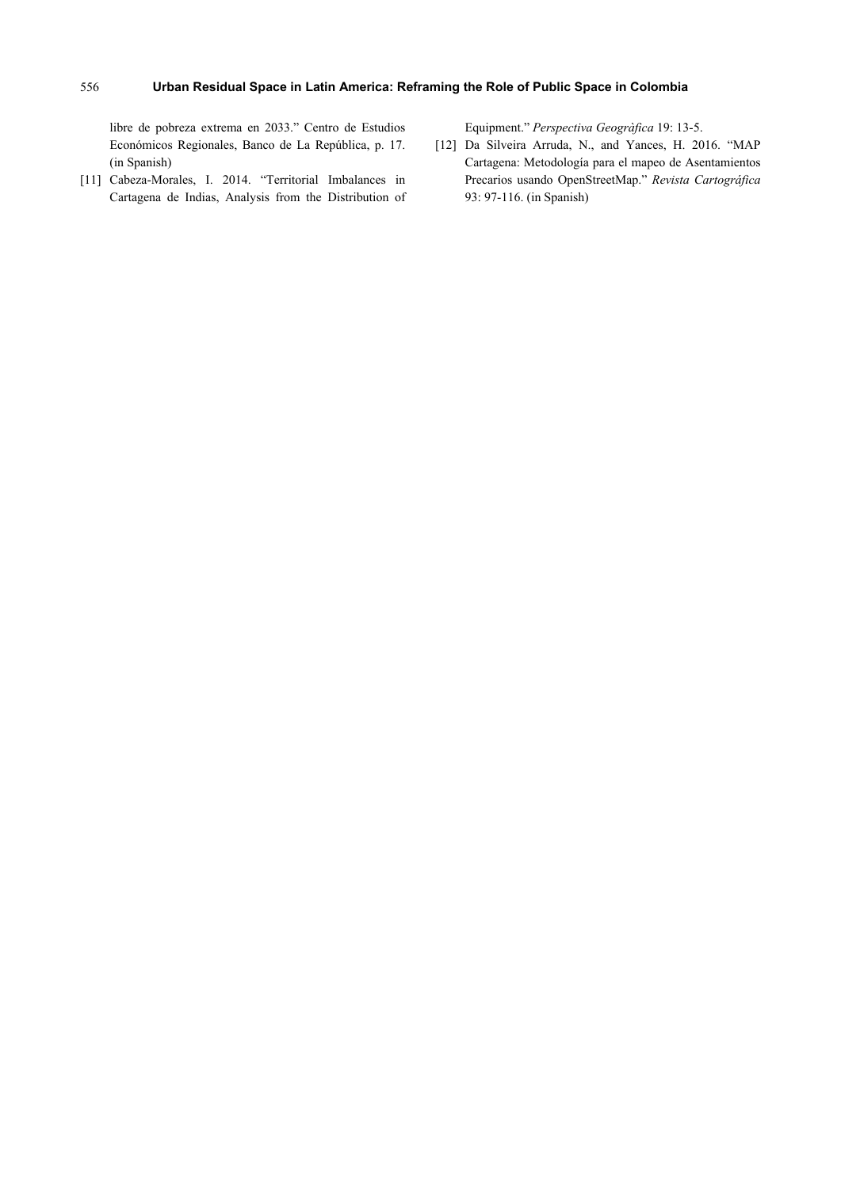libre de pobreza extrema en 2033." Centro de Estudios Económicos Regionales, Banco de La República, p. 17. (in Spanish)

[11] Cabeza-Morales, I. 2014. "Territorial Imbalances in Cartagena de Indias, Analysis from the Distribution of Equipment." *Perspectiva Geogràfica* 19: 13-5.

[12] Da Silveira Arruda, N., and Yances, H. 2016. "MAP Cartagena: Metodología para el mapeo de Asentamientos Precarios usando OpenStreetMap." *Revista Cartográfica* 93: 97-116. (in Spanish)